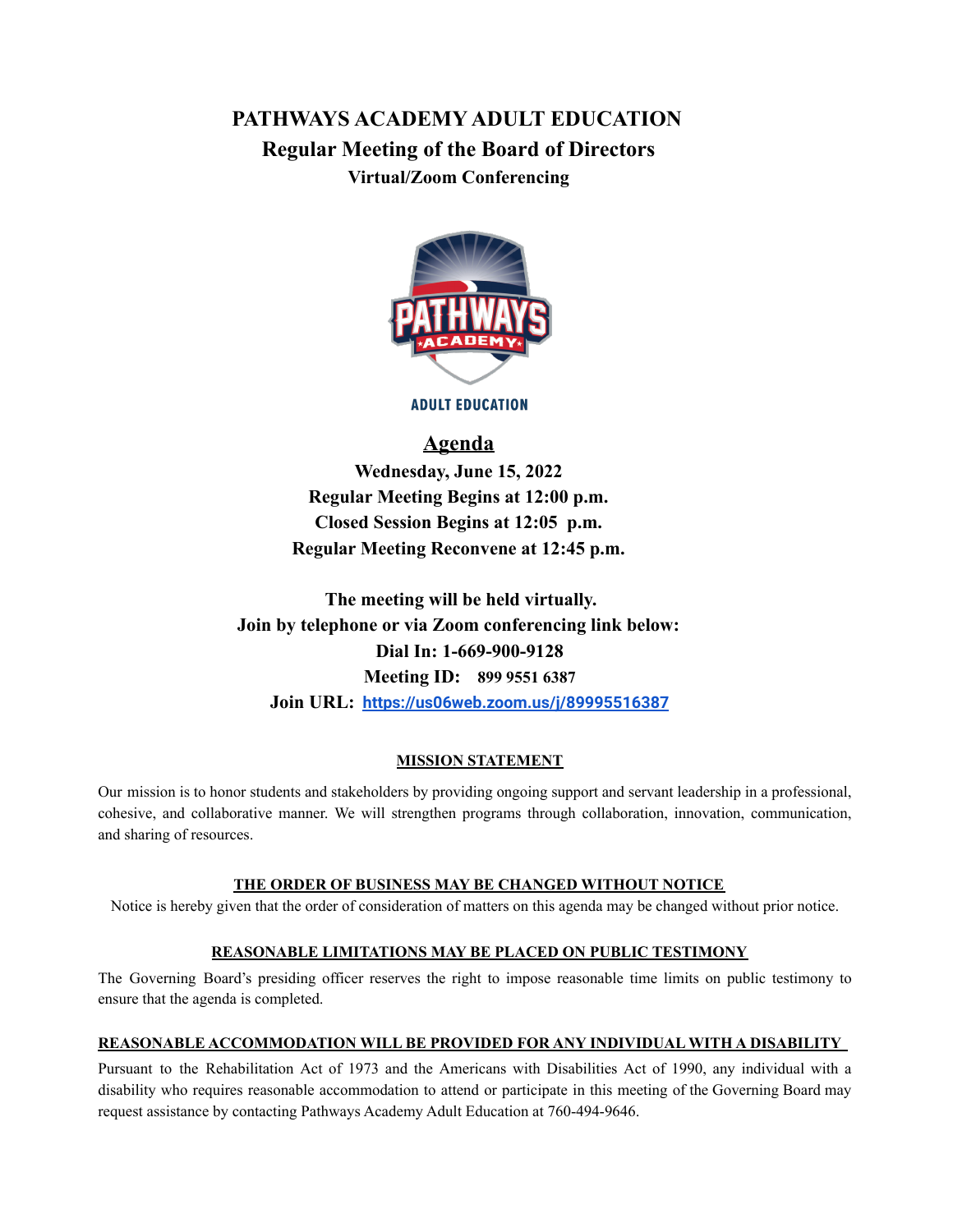# PATHWAYS ACADEMY ADULT EDUCATION

## Regular Meeting of the Board of Directors

### Virtual/Zoom Conferencing

ADULT EDUCATION

## Agenda

**Wednesday, June 15, 2022**

**Regular Meeting Begins at 12:00 p.m.**

**Closed Session Begins at 12:05 p.m.**

**Regular Meeting Reconvene at 12:45 p.m.**

**The meeting will be held virtually.**

**Join by telephone or via Zoom conferencing link below:**

**Dial In: 1-669-900-9128**

**Meeting ID: 899 9551 6387**

**Join URL: https://us06web.zoom.us/j/89995516387**

**MISSION STATEMENT**

Our mission is to honor students and stakeholders by providing ongoing support and servant leadership in a professional, cohesive, and collaborative manner. We will strengthen programs through collaboration, innovation, communication, and sharing of resources.

**THE ORDER OF BUSINESS MAY BE CHANGED WITHOUT NOTICE**

Notice is hereby given that the order of consideration of matters on this agenda may be changed without prior notice.

**REASONABLE LIMITATIONS MAY BE PLACED ON PUBLIC TESTIMONY**

The Governing Board's presiding officer reserves the right to impose reasonable time limits on public testimony to ensure that the agenda is completed.

**REASONABLE ACCOMMODATION WILL BE PROVIDED FOR ANY INDIVIDUAL WITH A DISABILITY**

Pursuant to the Rehabilitation Act of 1973 and the Americans with Disabilities Act of 1990, any individual with a disability who requires reasonable accommodation to attend or participate in this meeting of the Governing Board may request assistance by contacting Pathways Academy Adult Education at 760-494-9646.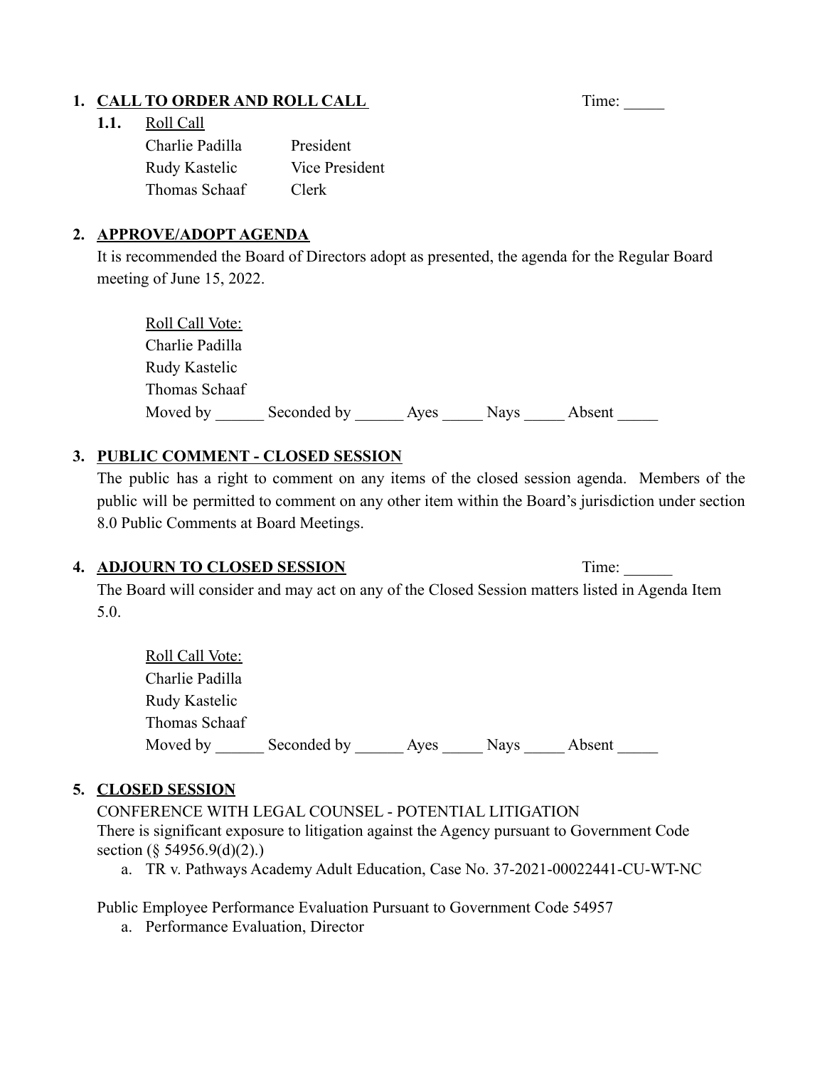## 1. CALL TO ORDER AND ROLL CALL

Time: _____

**1.1.** Roll Call

| | |
|---|---|
| Charlie Padilla | President |
| Rudy Kastelic | Vice President |
| Thomas Schaaf | Clerk |

## 2. APPROVE/ADOPT AGENDA

It is recommended the Board of Directors adopt as presented, the agenda for the Regular Board meeting of June 15, 2022.

Roll Call Vote:
Charlie Padilla
Rudy Kastelic
Thomas Schaaf
Moved by ______ Seconded by ______ Ayes _____ Nays _____ Absent _____

## 3. PUBLIC COMMENT - CLOSED SESSION

The public has a right to comment on any items of the closed session agenda. Members of the public will be permitted to comment on any other item within the Board's jurisdiction under section 8.0 Public Comments at Board Meetings.

## 4. ADJOURN TO CLOSED SESSION

Time: ______

The Board will consider and may act on any of the Closed Session matters listed in Agenda Item 5.0.

Roll Call Vote:
Charlie Padilla
Rudy Kastelic
Thomas Schaaf
Moved by ______ Seconded by ______ Ayes _____ Nays _____ Absent _____

## 5. CLOSED SESSION

CONFERENCE WITH LEGAL COUNSEL - POTENTIAL LITIGATION
There is significant exposure to litigation against the Agency pursuant to Government Code section (§ 54956.9(d)(2).)

a. TR v. Pathways Academy Adult Education, Case No. 37-2021-00022441-CU-WT-NC

Public Employee Performance Evaluation Pursuant to Government Code 54957

a. Performance Evaluation, Director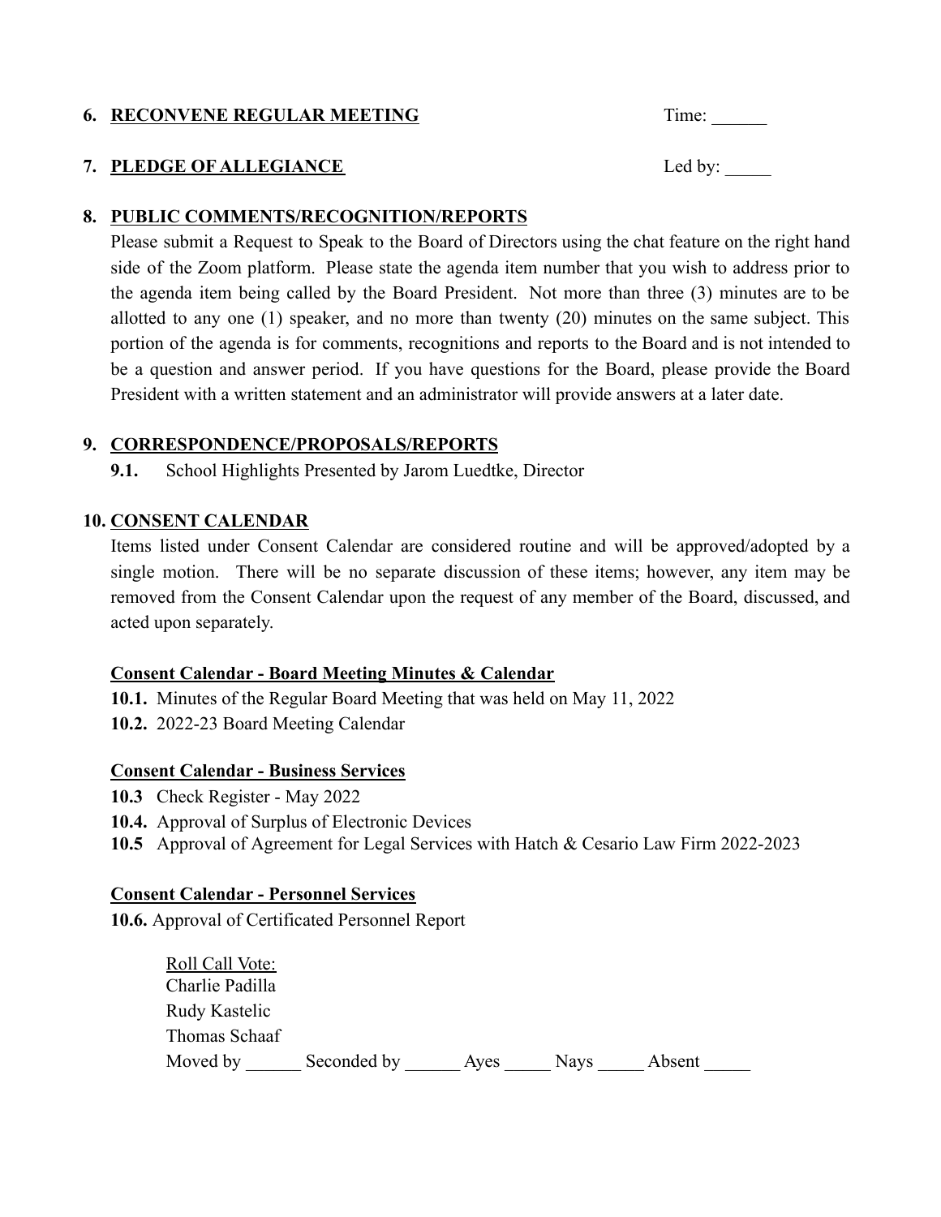**6. RECONVENE REGULAR MEETING** Time: ______

**7. PLEDGE OF ALLEGIANCE** Led by: _____

**8. PUBLIC COMMENTS/RECOGNITION/REPORTS**

Please submit a Request to Speak to the Board of Directors using the chat feature on the right hand side of the Zoom platform. Please state the agenda item number that you wish to address prior to the agenda item being called by the Board President. Not more than three (3) minutes are to be allotted to any one (1) speaker, and no more than twenty (20) minutes on the same subject. This portion of the agenda is for comments, recognitions and reports to the Board and is not intended to be a question and answer period. If you have questions for the Board, please provide the Board President with a written statement and an administrator will provide answers at a later date.

**9. CORRESPONDENCE/PROPOSALS/REPORTS**

**9.1.** School Highlights Presented by Jarom Luedtke, Director

**10. CONSENT CALENDAR**

Items listed under Consent Calendar are considered routine and will be approved/adopted by a single motion. There will be no separate discussion of these items; however, any item may be removed from the Consent Calendar upon the request of any member of the Board, discussed, and acted upon separately.

**Consent Calendar - Board Meeting Minutes & Calendar**

**10.1.** Minutes of the Regular Board Meeting that was held on May 11, 2022
**10.2.** 2022-23 Board Meeting Calendar

**Consent Calendar - Business Services**

**10.3** Check Register - May 2022
**10.4.** Approval of Surplus of Electronic Devices
**10.5** Approval of Agreement for Legal Services with Hatch & Cesario Law Firm 2022-2023

**Consent Calendar - Personnel Services**

**10.6.** Approval of Certificated Personnel Report

Roll Call Vote:
Charlie Padilla
Rudy Kastelic
Thomas Schaaf
Moved by ______ Seconded by ______ Ayes _____ Nays _____ Absent _____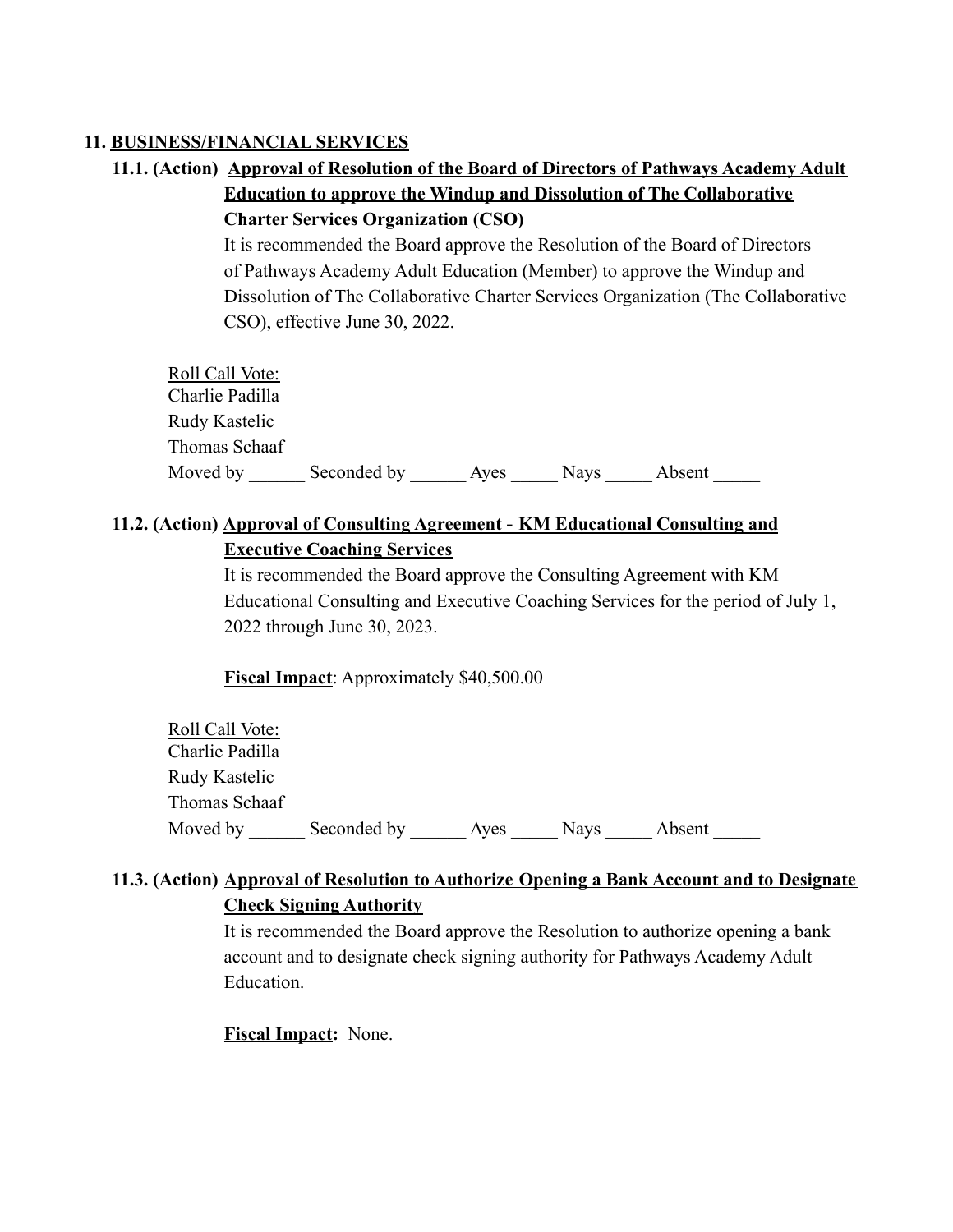## 11. BUSINESS/FINANCIAL SERVICES

### 11.1. (Action) Approval of Resolution of the Board of Directors of Pathways Academy Adult Education to approve the Windup and Dissolution of The Collaborative Charter Services Organization (CSO)

It is recommended the Board approve the Resolution of the Board of Directors of Pathways Academy Adult Education (Member) to approve the Windup and Dissolution of The Collaborative Charter Services Organization (The Collaborative CSO), effective June 30, 2022.

Roll Call Vote:
Charlie Padilla
Rudy Kastelic
Thomas Schaaf
Moved by ______ Seconded by ______ Ayes _____ Nays _____ Absent _____

### 11.2. (Action) Approval of Consulting Agreement - KM Educational Consulting and Executive Coaching Services

It is recommended the Board approve the Consulting Agreement with KM Educational Consulting and Executive Coaching Services for the period of July 1, 2022 through June 30, 2023.

**Fiscal Impact**: Approximately $40,500.00

Roll Call Vote:
Charlie Padilla
Rudy Kastelic
Thomas Schaaf
Moved by ______ Seconded by ______ Ayes _____ Nays _____ Absent _____

### 11.3. (Action) Approval of Resolution to Authorize Opening a Bank Account and to Designate Check Signing Authority

It is recommended the Board approve the Resolution to authorize opening a bank account and to designate check signing authority for Pathways Academy Adult Education.

**Fiscal Impact:** None.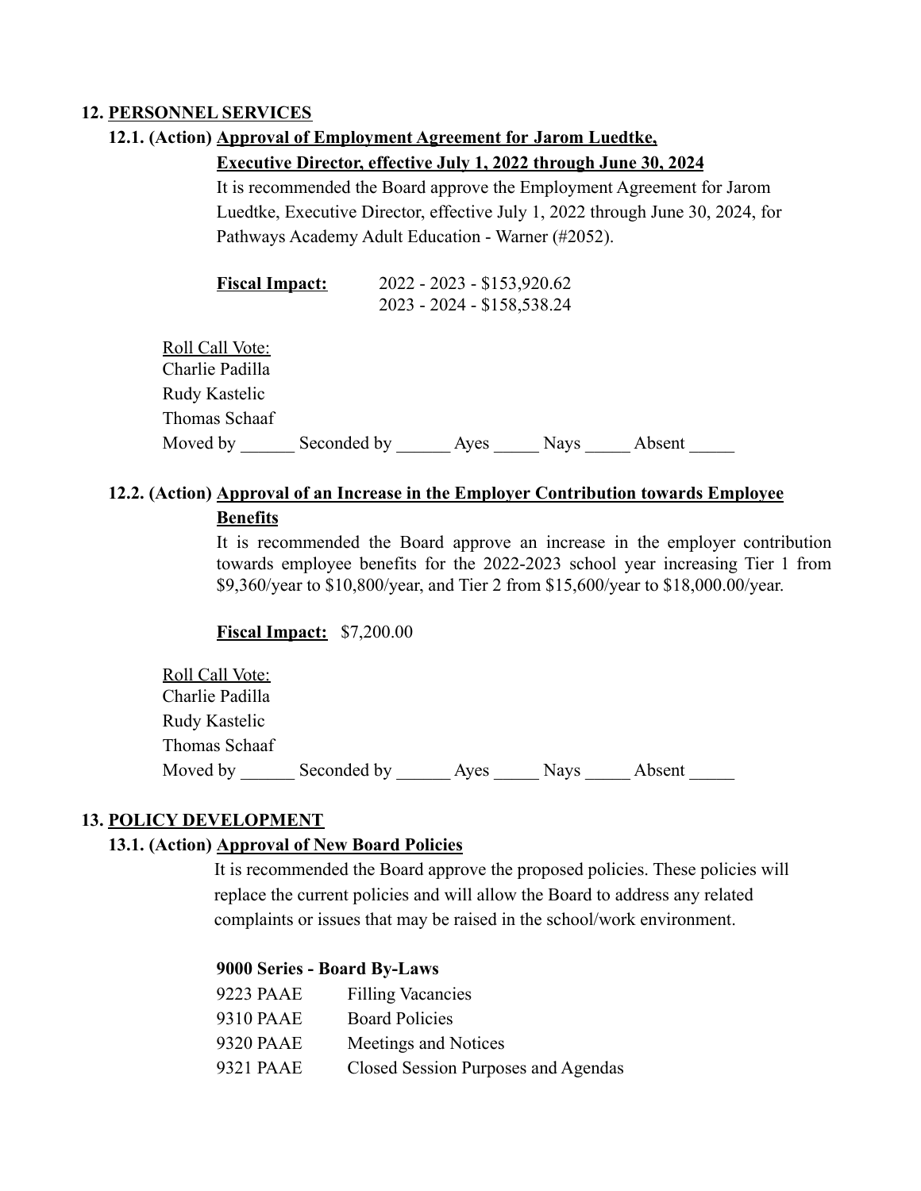## 12. PERSONNEL SERVICES

### 12.1. (Action) Approval of Employment Agreement for Jarom Luedtke, Executive Director, effective July 1, 2022 through June 30, 2024

It is recommended the Board approve the Employment Agreement for Jarom Luedtke, Executive Director, effective July 1, 2022 through June 30, 2024, for Pathways Academy Adult Education - Warner (#2052).

**Fiscal Impact:** 2022 - 2023 - $153,920.62
2023 - 2024 - $158,538.24

Roll Call Vote:
Charlie Padilla
Rudy Kastelic
Thomas Schaaf
Moved by ______ Seconded by ______ Ayes _____ Nays _____ Absent _____

### 12.2. (Action) Approval of an Increase in the Employer Contribution towards Employee Benefits

It is recommended the Board approve an increase in the employer contribution towards employee benefits for the 2022-2023 school year increasing Tier 1 from $9,360/year to $10,800/year, and Tier 2 from $15,600/year to $18,000.00/year.

**Fiscal Impact:** $7,200.00

Roll Call Vote:
Charlie Padilla
Rudy Kastelic
Thomas Schaaf
Moved by ______ Seconded by ______ Ayes _____ Nays _____ Absent _____

## 13. POLICY DEVELOPMENT

### 13.1. (Action) Approval of New Board Policies

It is recommended the Board approve the proposed policies. These policies will replace the current policies and will allow the Board to address any related complaints or issues that may be raised in the school/work environment.

**9000 Series - Board By-Laws**

| | |
|---|---|
| 9223 PAAE | Filling Vacancies |
| 9310 PAAE | Board Policies |
| 9320 PAAE | Meetings and Notices |
| 9321 PAAE | Closed Session Purposes and Agendas |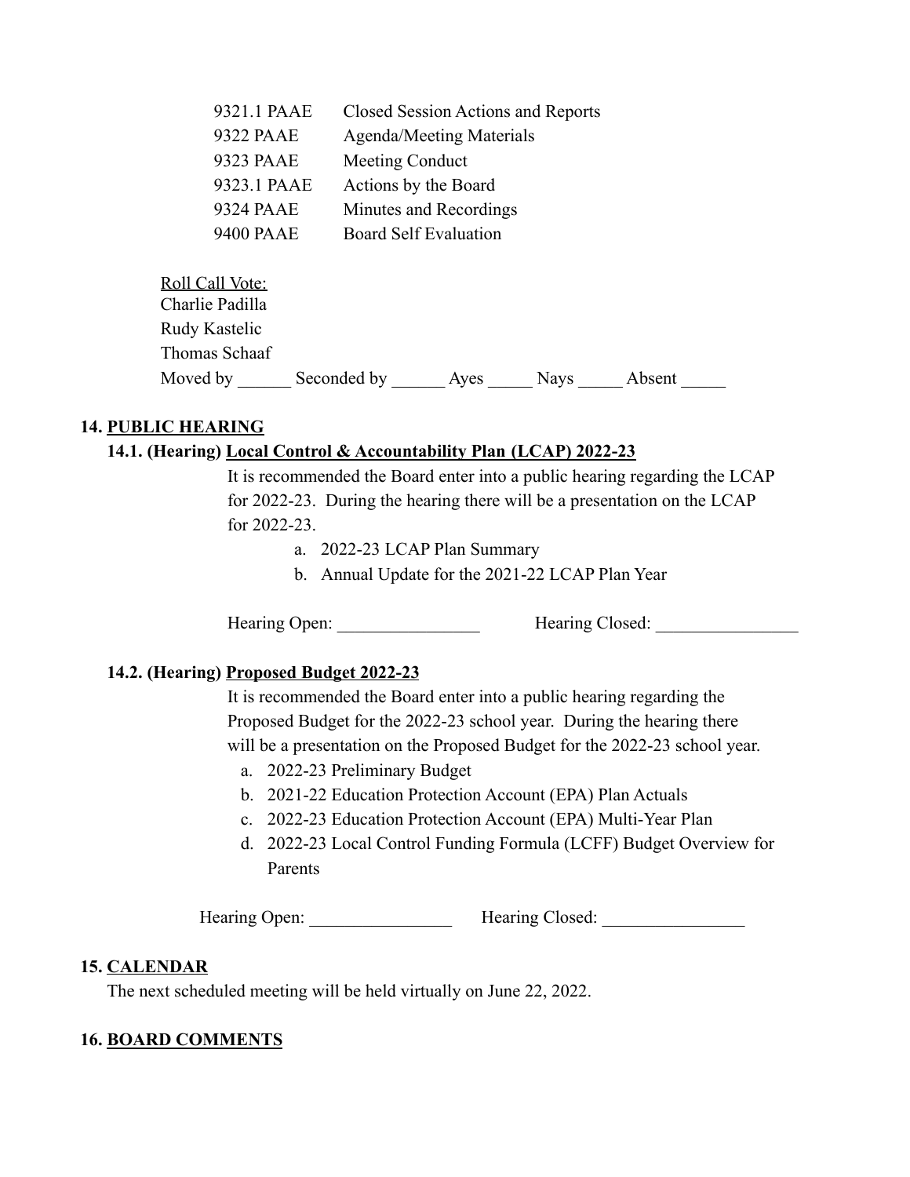| | |
|---|---|
| 9321.1 PAAE | Closed Session Actions and Reports |
| 9322 PAAE | Agenda/Meeting Materials |
| 9323 PAAE | Meeting Conduct |
| 9323.1 PAAE | Actions by the Board |
| 9324 PAAE | Minutes and Recordings |
| 9400 PAAE | Board Self Evaluation |

Roll Call Vote:
Charlie Padilla
Rudy Kastelic
Thomas Schaaf
Moved by ______ Seconded by ______ Ayes _____ Nays _____ Absent _____

## 14. PUBLIC HEARING

### 14.1. (Hearing) Local Control & Accountability Plan (LCAP) 2022-23

It is recommended the Board enter into a public hearing regarding the LCAP for 2022-23. During the hearing there will be a presentation on the LCAP for 2022-23.

a. 2022-23 LCAP Plan Summary
b. Annual Update for the 2021-22 LCAP Plan Year

Hearing Open: ________________ Hearing Closed: ________________

### 14.2. (Hearing) Proposed Budget 2022-23

It is recommended the Board enter into a public hearing regarding the Proposed Budget for the 2022-23 school year. During the hearing there will be a presentation on the Proposed Budget for the 2022-23 school year.

a. 2022-23 Preliminary Budget
b. 2021-22 Education Protection Account (EPA) Plan Actuals
c. 2022-23 Education Protection Account (EPA) Multi-Year Plan
d. 2022-23 Local Control Funding Formula (LCFF) Budget Overview for Parents

Hearing Open: ________________ Hearing Closed: ________________

## 15. CALENDAR

The next scheduled meeting will be held virtually on June 22, 2022.

## 16. BOARD COMMENTS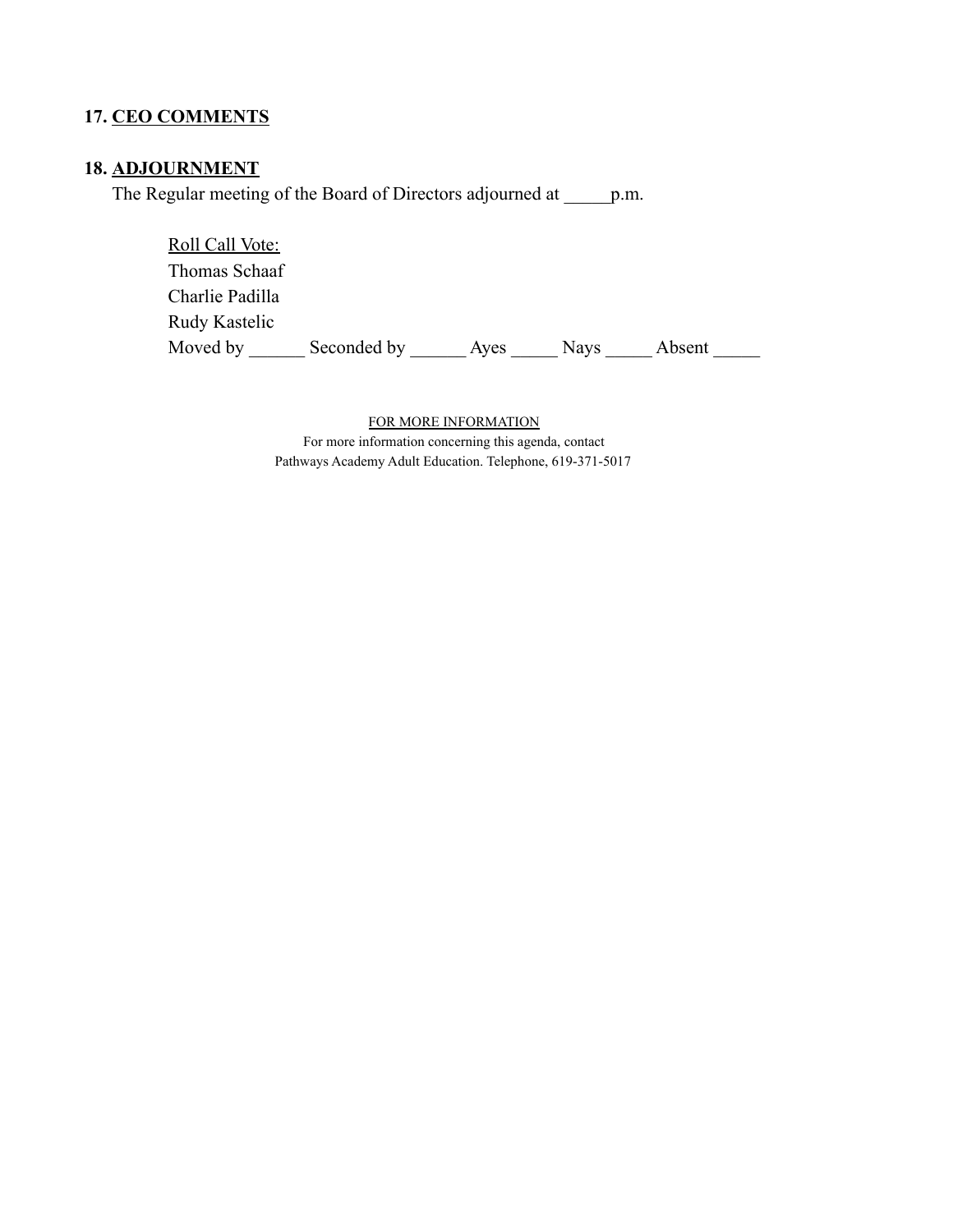**17. CEO COMMENTS**

**18. ADJOURNMENT**

The Regular meeting of the Board of Directors adjourned at _____p.m.

Roll Call Vote:
Thomas Schaaf
Charlie Padilla
Rudy Kastelic
Moved by ______ Seconded by ______ Ayes _____ Nays _____ Absent _____

FOR MORE INFORMATION
For more information concerning this agenda, contact
Pathways Academy Adult Education. Telephone, 619-371-5017